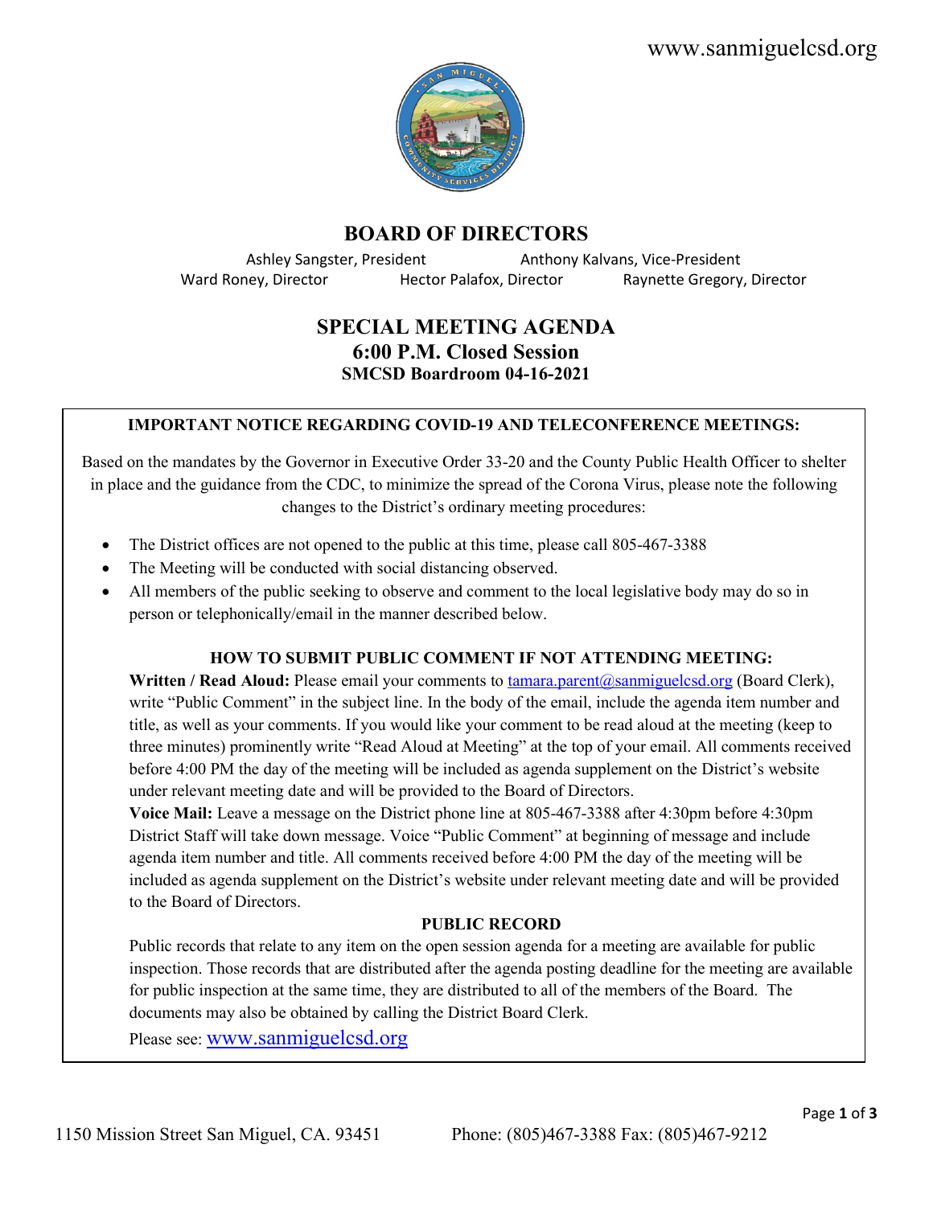www.sanmiguelcsd.org

# BOARD OF DIRECTORS

Ashley Sangster, President  Anthony Kalvans, Vice-President
Ward Roney, Director  Hector Palafox, Director  Raynette Gregory, Director

## SPECIAL MEETING AGENDA
## 6:00 P.M. Closed Session
### SMCSD Boardroom 04-16-2021

**IMPORTANT NOTICE REGARDING COVID-19 AND TELECONFERENCE MEETINGS:**

Based on the mandates by the Governor in Executive Order 33-20 and the County Public Health Officer to shelter in place and the guidance from the CDC, to minimize the spread of the Corona Virus, please note the following changes to the District's ordinary meeting procedures:

- The District offices are not opened to the public at this time, please call 805-467-3388
- The Meeting will be conducted with social distancing observed.
- All members of the public seeking to observe and comment to the local legislative body may do so in person or telephonically/email in the manner described below.

**HOW TO SUBMIT PUBLIC COMMENT IF NOT ATTENDING MEETING:**

**Written / Read Aloud:** Please email your comments to tamara.parent@sanmiguelcsd.org (Board Clerk), write "Public Comment" in the subject line. In the body of the email, include the agenda item number and title, as well as your comments. If you would like your comment to be read aloud at the meeting (keep to three minutes) prominently write "Read Aloud at Meeting" at the top of your email. All comments received before 4:00 PM the day of the meeting will be included as agenda supplement on the District's website under relevant meeting date and will be provided to the Board of Directors.

**Voice Mail:** Leave a message on the District phone line at 805-467-3388 after 4:30pm before 4:30pm District Staff will take down message. Voice "Public Comment" at beginning of message and include agenda item number and title. All comments received before 4:00 PM the day of the meeting will be included as agenda supplement on the District's website under relevant meeting date and will be provided to the Board of Directors.

**PUBLIC RECORD**

Public records that relate to any item on the open session agenda for a meeting are available for public inspection. Those records that are distributed after the agenda posting deadline for the meeting are available for public inspection at the same time, they are distributed to all of the members of the Board. The documents may also be obtained by calling the District Board Clerk.

Please see: www.sanmiguelcsd.org

1150 Mission Street San Miguel, CA. 93451  Phone: (805)467-3388 Fax: (805)467-9212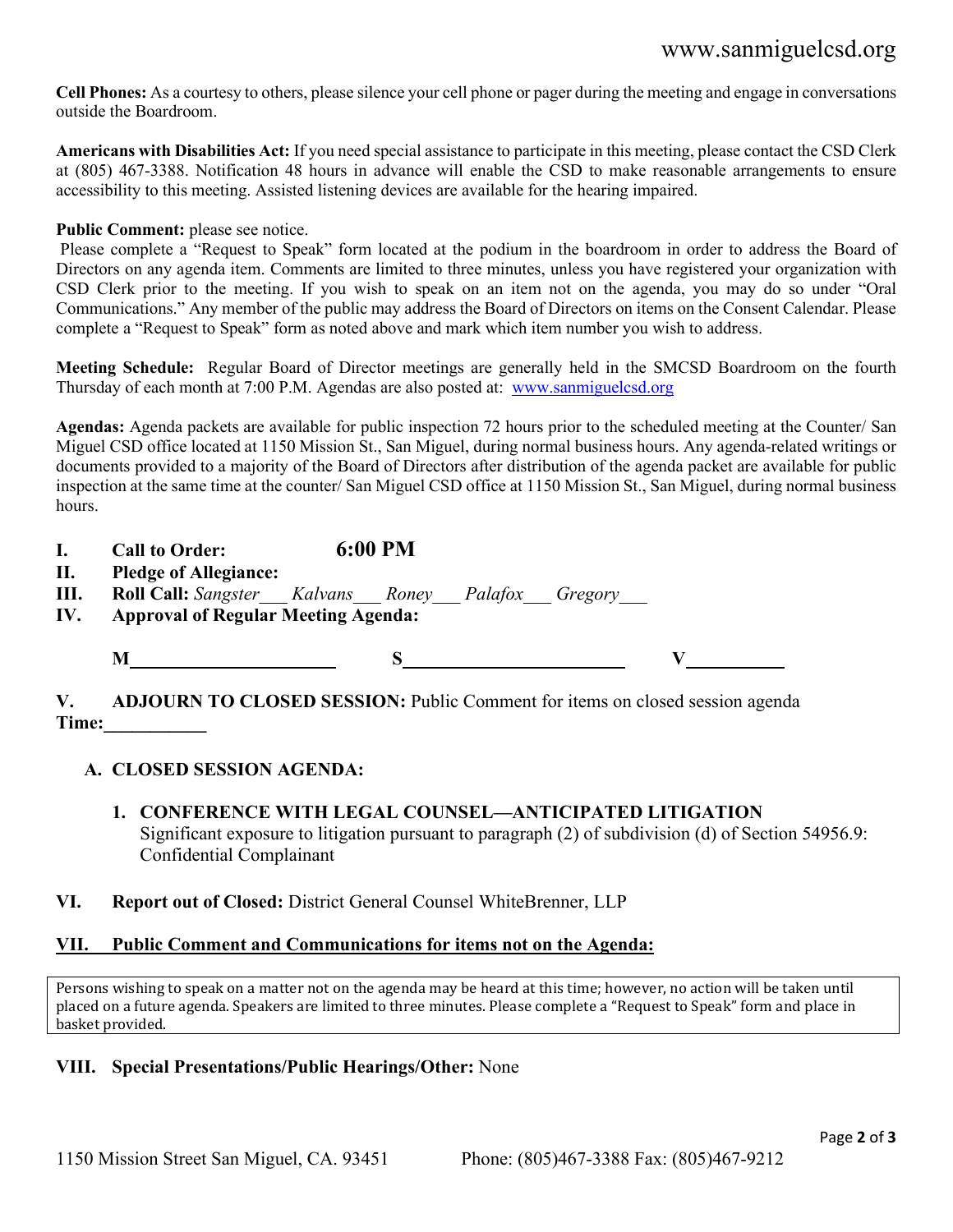**Cell Phones:** As a courtesy to others, please silence your cell phone or pager during the meeting and engage in conversations outside the Boardroom.

**Americans with Disabilities Act:** If you need special assistance to participate in this meeting, please contact the CSD Clerk at (805) 467-3388. Notification 48 hours in advance will enable the CSD to make reasonable arrangements to ensure accessibility to this meeting. Assisted listening devices are available for the hearing impaired.

**Public Comment:** please see notice.
Please complete a "Request to Speak" form located at the podium in the boardroom in order to address the Board of Directors on any agenda item. Comments are limited to three minutes, unless you have registered your organization with CSD Clerk prior to the meeting. If you wish to speak on an item not on the agenda, you may do so under "Oral Communications." Any member of the public may address the Board of Directors on items on the Consent Calendar. Please complete a "Request to Speak" form as noted above and mark which item number you wish to address.

**Meeting Schedule:** Regular Board of Director meetings are generally held in the SMCSD Boardroom on the fourth Thursday of each month at 7:00 P.M. Agendas are also posted at: www.sanmiguelcsd.org

**Agendas:** Agenda packets are available for public inspection 72 hours prior to the scheduled meeting at the Counter/ San Miguel CSD office located at 1150 Mission St., San Miguel, during normal business hours. Any agenda-related writings or documents provided to a majority of the Board of Directors after distribution of the agenda packet are available for public inspection at the same time at the counter/ San Miguel CSD office at 1150 Mission St., San Miguel, during normal business hours.

**I. Call to Order: 6:00 PM**

**II. Pledge of Allegiance:**

**III. Roll Call:** *Sangster*___ *Kalvans*___ *Roney*___ *Palafox*___ *Gregory*___

**IV. Approval of Regular Meeting Agenda:**

**M**______________________ **S**______________________ **V**__________

**V. ADJOURN TO CLOSED SESSION:** Public Comment for items on closed session agenda
**Time:**___________

**A. CLOSED SESSION AGENDA:**

1. **CONFERENCE WITH LEGAL COUNSEL—ANTICIPATED LITIGATION**
   Significant exposure to litigation pursuant to paragraph (2) of subdivision (d) of Section 54956.9: Confidential Complainant

**VI. Report out of Closed:** District General Counsel WhiteBrenner, LLP

**VII. Public Comment and Communications for items not on the Agenda:**

Persons wishing to speak on a matter not on the agenda may be heard at this time; however, no action will be taken until placed on a future agenda. Speakers are limited to three minutes. Please complete a "Request to Speak" form and place in basket provided.

**VIII. Special Presentations/Public Hearings/Other:** None

1150 Mission Street San Miguel, CA. 93451 Phone: (805)467-3388 Fax: (805)467-9212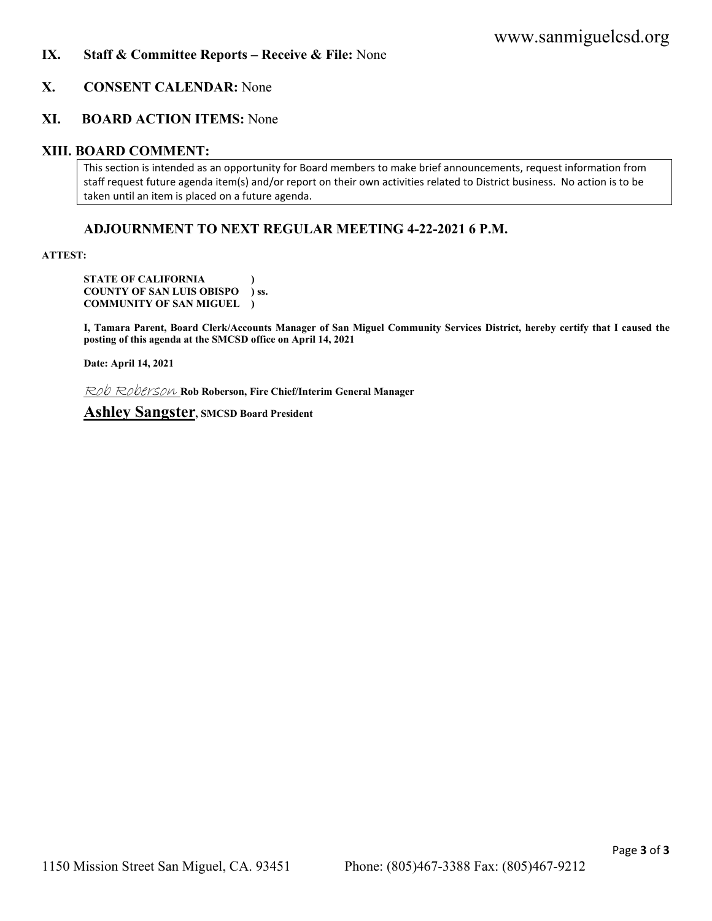## IX. Staff & Committee Reports – Receive & File: None

## X. CONSENT CALENDAR: None

## XI. BOARD ACTION ITEMS: None

## XIII. BOARD COMMENT:

This section is intended as an opportunity for Board members to make brief announcements, request information from staff request future agenda item(s) and/or report on their own activities related to District business. No action is to be taken until an item is placed on a future agenda.

### ADJOURNMENT TO NEXT REGULAR MEETING 4-22-2021 6 P.M.

**ATTEST:**

**STATE OF CALIFORNIA )**
**COUNTY OF SAN LUIS OBISPO ) ss.**
**COMMUNITY OF SAN MIGUEL )**

**I, Tamara Parent, Board Clerk/Accounts Manager of San Miguel Community Services District, hereby certify that I caused the posting of this agenda at the SMCSD office on April 14, 2021**

**Date: April 14, 2021**

Rob Roberson **Rob Roberson, Fire Chief/Interim General Manager**

**Ashley Sangster, SMCSD Board President**

1150 Mission Street San Miguel, CA. 93451 Phone: (805)467-3388 Fax: (805)467-9212